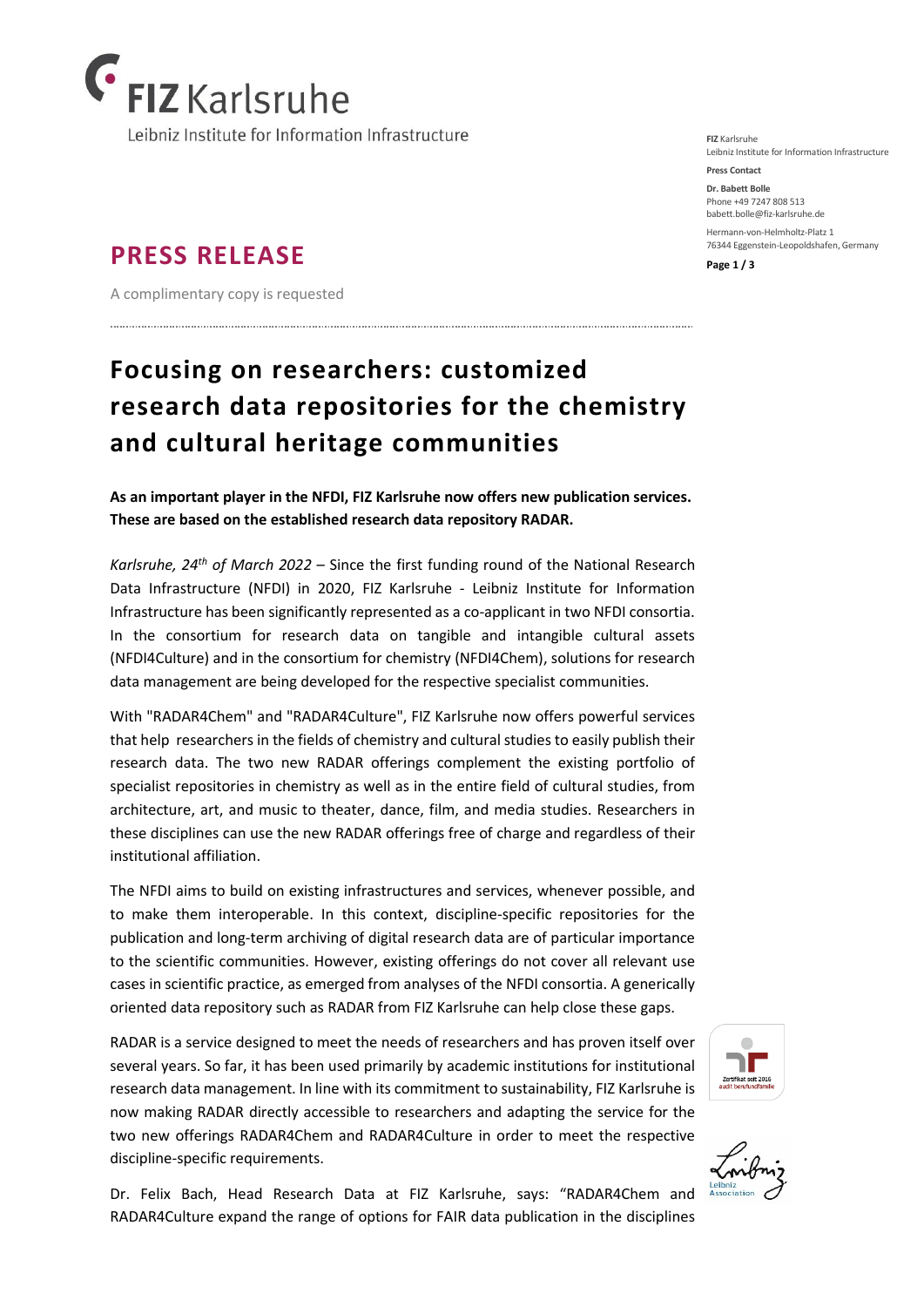FIZ Karlsruhe
Leibniz Institute for Information Infrastructure

FIZ Karlsruhe
Leibniz Institute for Information Infrastructure

Press Contact

Dr. Babett Bolle
Phone +49 7247 808 513
babett.bolle@fiz-karlsruhe.de

Hermann-von-Helmholtz-Platz 1
76344 Eggenstein-Leopoldshafen, Germany

## PRESS RELEASE

A complimentary copy is requested

# Focusing on researchers: customized research data repositories for the chemistry and cultural heritage communities

**As an important player in the NFDI, FIZ Karlsruhe now offers new publication services. These are based on the established research data repository RADAR.**

*Karlsruhe, 24th of March 2022* – Since the first funding round of the National Research Data Infrastructure (NFDI) in 2020, FIZ Karlsruhe - Leibniz Institute for Information Infrastructure has been significantly represented as a co-applicant in two NFDI consortia. In the consortium for research data on tangible and intangible cultural assets (NFDI4Culture) and in the consortium for chemistry (NFDI4Chem), solutions for research data management are being developed for the respective specialist communities.

With "RADAR4Chem" and "RADAR4Culture", FIZ Karlsruhe now offers powerful services that help researchers in the fields of chemistry and cultural studies to easily publish their research data. The two new RADAR offerings complement the existing portfolio of specialist repositories in chemistry as well as in the entire field of cultural studies, from architecture, art, and music to theater, dance, film, and media studies. Researchers in these disciplines can use the new RADAR offerings free of charge and regardless of their institutional affiliation.

The NFDI aims to build on existing infrastructures and services, whenever possible, and to make them interoperable. In this context, discipline-specific repositories for the publication and long-term archiving of digital research data are of particular importance to the scientific communities. However, existing offerings do not cover all relevant use cases in scientific practice, as emerged from analyses of the NFDI consortia. A generically oriented data repository such as RADAR from FIZ Karlsruhe can help close these gaps.

RADAR is a service designed to meet the needs of researchers and has proven itself over several years. So far, it has been used primarily by academic institutions for institutional research data management. In line with its commitment to sustainability, FIZ Karlsruhe is now making RADAR directly accessible to researchers and adapting the service for the two new offerings RADAR4Chem and RADAR4Culture in order to meet the respective discipline-specific requirements.

Dr. Felix Bach, Head Research Data at FIZ Karlsruhe, says: "RADAR4Chem and RADAR4Culture expand the range of options for FAIR data publication in the disciplines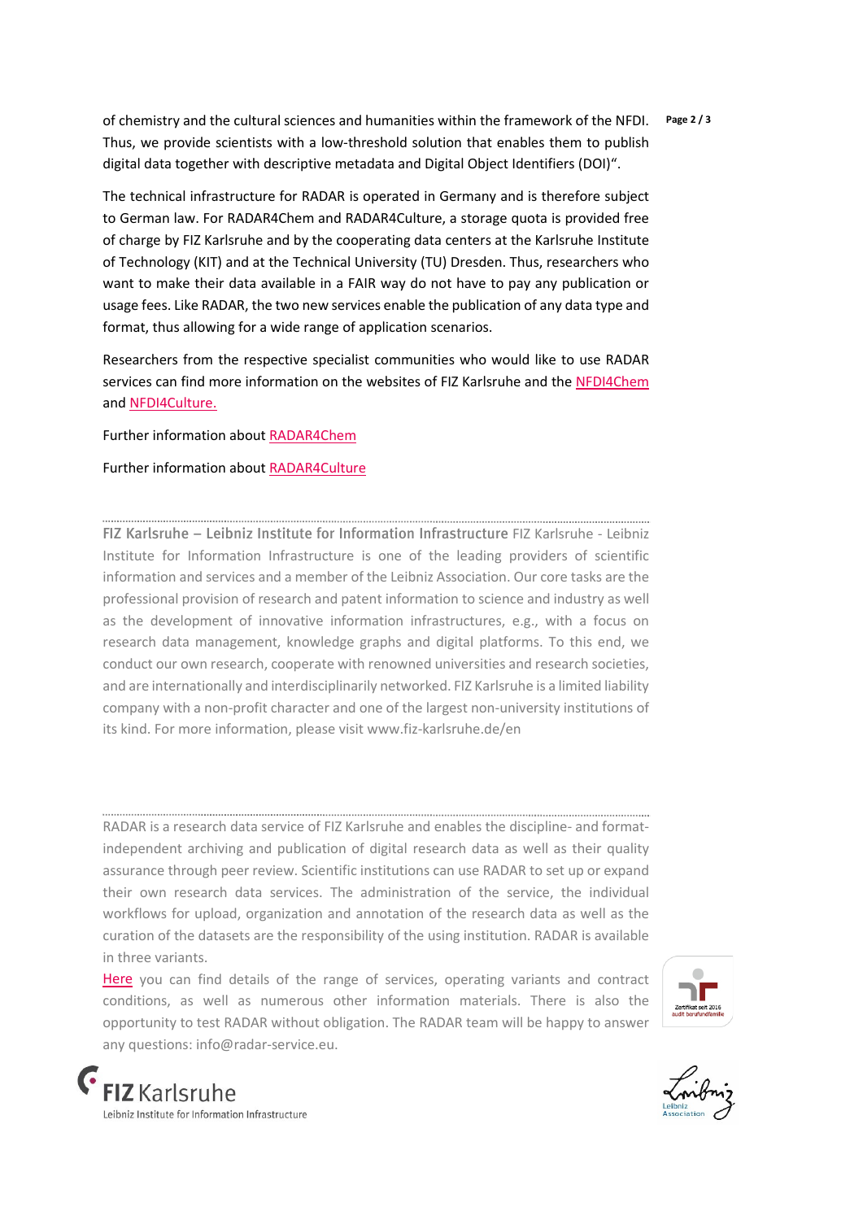of chemistry and the cultural sciences and humanities within the framework of the NFDI. Thus, we provide scientists with a low-threshold solution that enables them to publish digital data together with descriptive metadata and Digital Object Identifiers (DOI)".

The technical infrastructure for RADAR is operated in Germany and is therefore subject to German law. For RADAR4Chem and RADAR4Culture, a storage quota is provided free of charge by FIZ Karlsruhe and by the cooperating data centers at the Karlsruhe Institute of Technology (KIT) and at the Technical University (TU) Dresden. Thus, researchers who want to make their data available in a FAIR way do not have to pay any publication or usage fees. Like RADAR, the two new services enable the publication of any data type and format, thus allowing for a wide range of application scenarios.

Researchers from the respective specialist communities who would like to use RADAR services can find more information on the websites of FIZ Karlsruhe and the NFDI4Chem and NFDI4Culture.

Further information about RADAR4Chem

Further information about RADAR4Culture

---

**FIZ Karlsruhe – Leibniz Institute for Information Infrastructure** FIZ Karlsruhe - Leibniz Institute for Information Infrastructure is one of the leading providers of scientific information and services and a member of the Leibniz Association. Our core tasks are the professional provision of research and patent information to science and industry as well as the development of innovative information infrastructures, e.g., with a focus on research data management, knowledge graphs and digital platforms. To this end, we conduct our own research, cooperate with renowned universities and research societies, and are internationally and interdisciplinarily networked. FIZ Karlsruhe is a limited liability company with a non-profit character and one of the largest non-university institutions of its kind. For more information, please visit www.fiz-karlsruhe.de/en

---

RADAR is a research data service of FIZ Karlsruhe and enables the discipline- and format-independent archiving and publication of digital research data as well as their quality assurance through peer review. Scientific institutions can use RADAR to set up or expand their own research data services. The administration of the service, the individual workflows for upload, organization and annotation of the research data as well as the curation of the datasets are the responsibility of the using institution. RADAR is available in three variants.

Here you can find details of the range of services, operating variants and contract conditions, as well as numerous other information materials. There is also the opportunity to test RADAR without obligation. The RADAR team will be happy to answer any questions: info@radar-service.eu.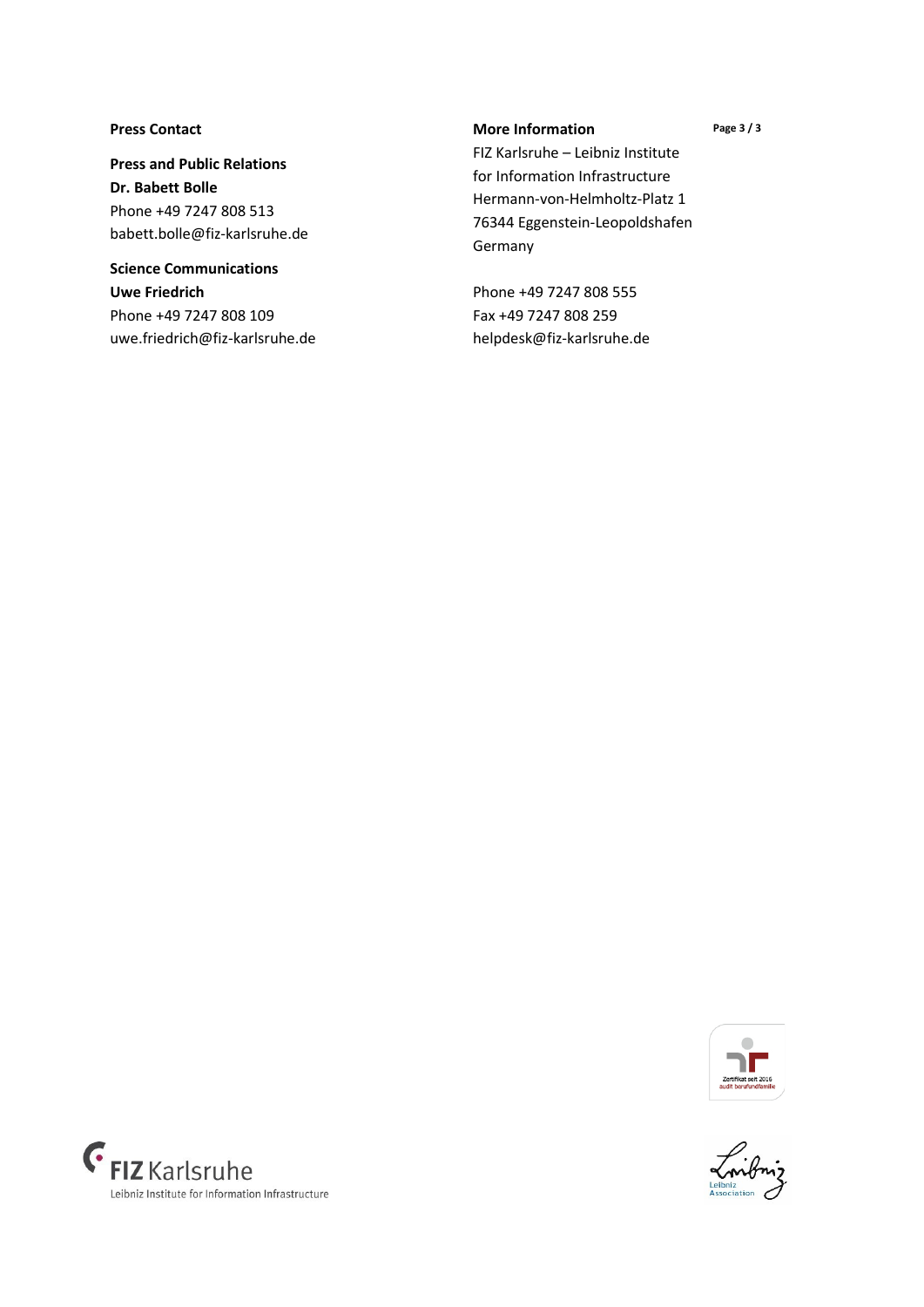**Press Contact**

**Press and Public Relations**
**Dr. Babett Bolle**
Phone +49 7247 808 513
babett.bolle@fiz-karlsruhe.de

**Science Communications**
**Uwe Friedrich**
Phone +49 7247 808 109
uwe.friedrich@fiz-karlsruhe.de

**More Information**
FIZ Karlsruhe – Leibniz Institute
for Information Infrastructure
Hermann-von-Helmholtz-Platz 1
76344 Eggenstein-Leopoldshafen
Germany

Phone +49 7247 808 555
Fax +49 7247 808 259
helpdesk@fiz-karlsruhe.de

Zertifikat seit 2016
audit berufundfamilie

FIZ Karlsruhe
Leibniz Institute for Information Infrastructure

Leibniz Association